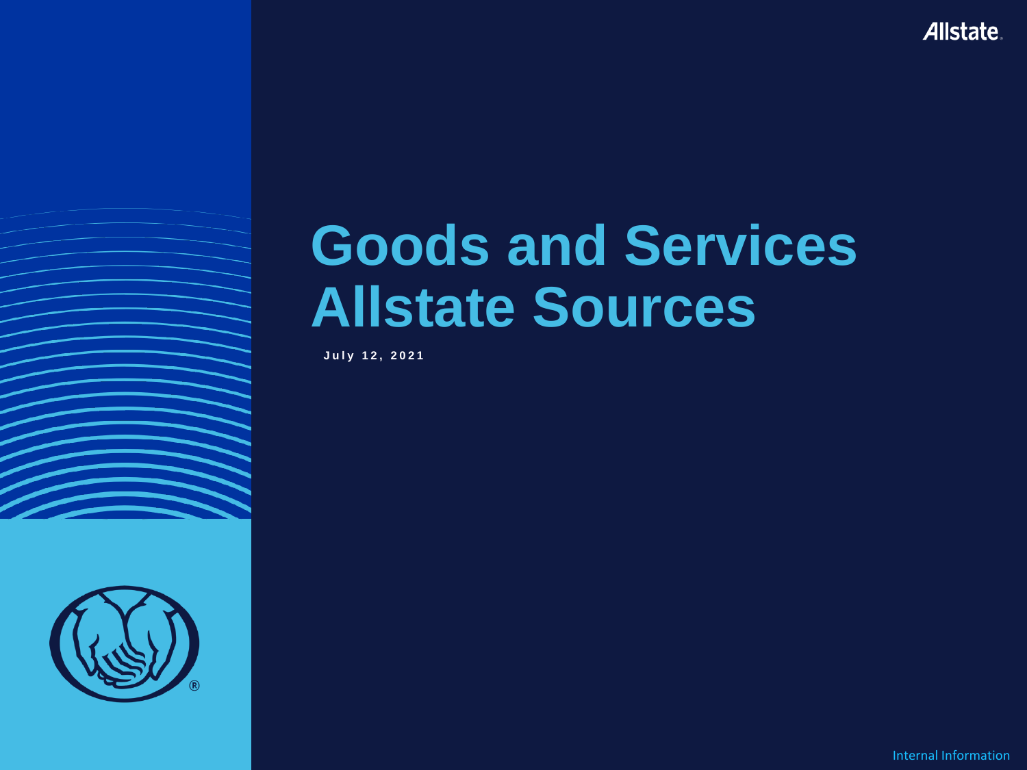# Goods and Services Allstate Sources

**July 12, 2021**

Internal Information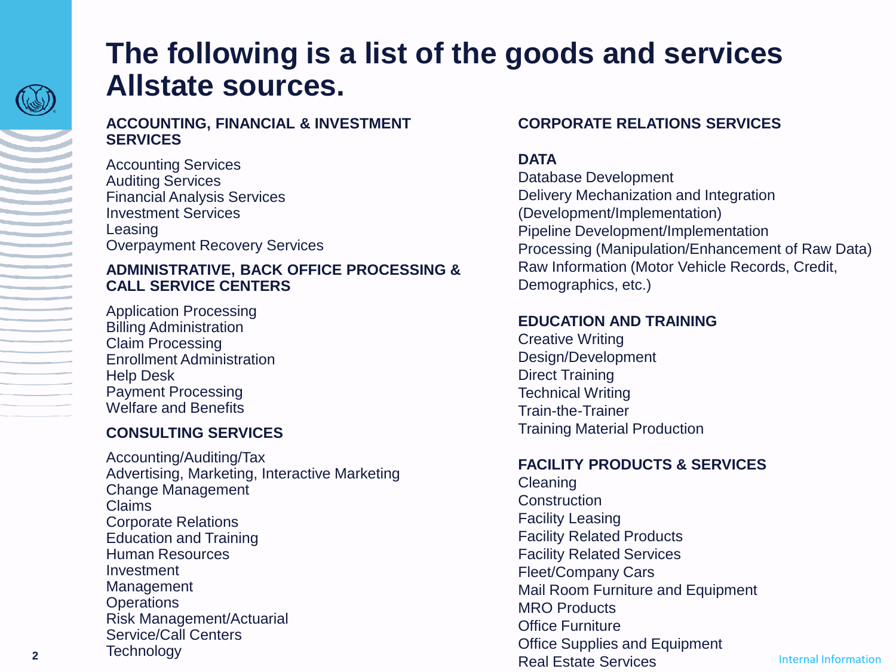# The following is a list of the goods and services Allstate sources.

**ACCOUNTING, FINANCIAL & INVESTMENT SERVICES**

Accounting Services
Auditing Services
Financial Analysis Services
Investment Services
Leasing
Overpayment Recovery Services

**ADMINISTRATIVE, BACK OFFICE PROCESSING & CALL SERVICE CENTERS**

Application Processing
Billing Administration
Claim Processing
Enrollment Administration
Help Desk
Payment Processing
Welfare and Benefits

**CONSULTING SERVICES**

Accounting/Auditing/Tax
Advertising, Marketing, Interactive Marketing
Change Management
Claims
Corporate Relations
Education and Training
Human Resources
Investment
Management
Operations
Risk Management/Actuarial
Service/Call Centers
Technology

**CORPORATE RELATIONS SERVICES**

**DATA**

Database Development
Delivery Mechanization and Integration (Development/Implementation)
Pipeline Development/Implementation
Processing (Manipulation/Enhancement of Raw Data)
Raw Information (Motor Vehicle Records, Credit, Demographics, etc.)

**EDUCATION AND TRAINING**

Creative Writing
Design/Development
Direct Training
Technical Writing
Train-the-Trainer
Training Material Production

**FACILITY PRODUCTS & SERVICES**

Cleaning
Construction
Facility Leasing
Facility Related Products
Facility Related Services
Fleet/Company Cars
Mail Room Furniture and Equipment
MRO Products
Office Furniture
Office Supplies and Equipment
Real Estate Services

Internal Information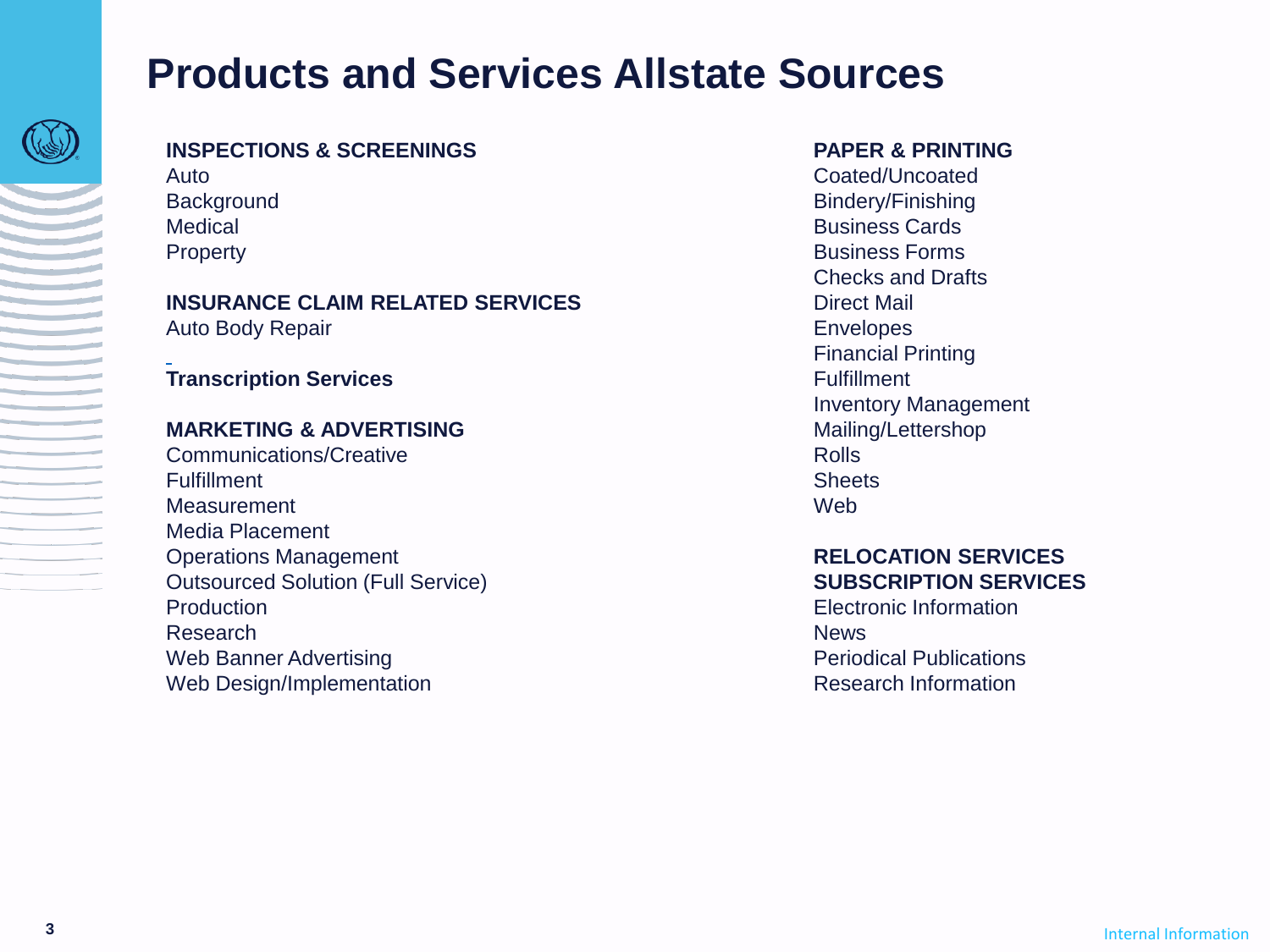# Products and Services Allstate Sources

**INSPECTIONS & SCREENINGS**

Auto
Background
Medical
Property

**INSURANCE CLAIM RELATED SERVICES**

Auto Body Repair

**Transcription Services**

**MARKETING & ADVERTISING**

Communications/Creative
Fulfillment
Measurement
Media Placement
Operations Management
Outsourced Solution (Full Service)
Production
Research
Web Banner Advertising
Web Design/Implementation

**PAPER & PRINTING**

Coated/Uncoated
Bindery/Finishing
Business Cards
Business Forms
Checks and Drafts
Direct Mail
Envelopes
Financial Printing
Fulfillment
Inventory Management
Mailing/Lettershop
Rolls
Sheets
Web

**RELOCATION SERVICES**

**SUBSCRIPTION SERVICES**

Electronic Information
News
Periodical Publications
Research Information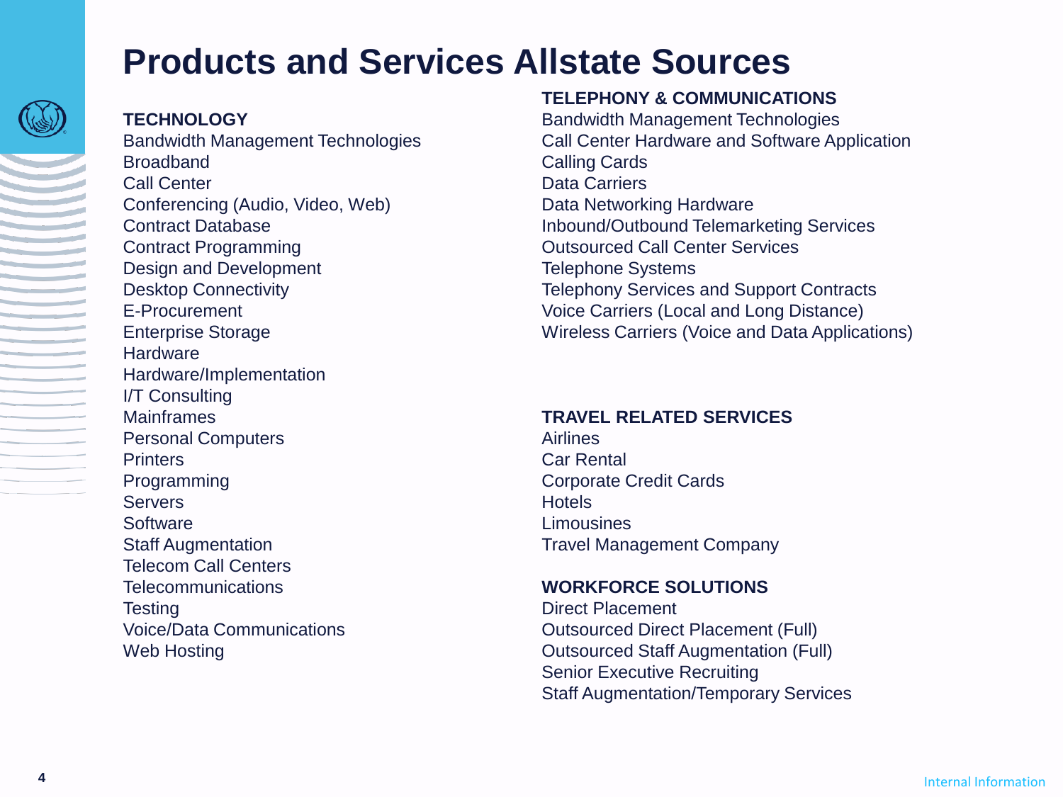# Products and Services Allstate Sources

**TECHNOLOGY**

Bandwidth Management Technologies
Broadband
Call Center
Conferencing (Audio, Video, Web)
Contract Database
Contract Programming
Design and Development
Desktop Connectivity
E-Procurement
Enterprise Storage
Hardware
Hardware/Implementation
I/T Consulting
Mainframes
Personal Computers
Printers
Programming
Servers
Software
Staff Augmentation
Telecom Call Centers
Telecommunications
Testing
Voice/Data Communications
Web Hosting

**TELEPHONY & COMMUNICATIONS**

Bandwidth Management Technologies
Call Center Hardware and Software Application
Calling Cards
Data Carriers
Data Networking Hardware
Inbound/Outbound Telemarketing Services
Outsourced Call Center Services
Telephone Systems
Telephony Services and Support Contracts
Voice Carriers (Local and Long Distance)
Wireless Carriers (Voice and Data Applications)

**TRAVEL RELATED SERVICES**

Airlines
Car Rental
Corporate Credit Cards
Hotels
Limousines
Travel Management Company

**WORKFORCE SOLUTIONS**

Direct Placement
Outsourced Direct Placement (Full)
Outsourced Staff Augmentation (Full)
Senior Executive Recruiting
Staff Augmentation/Temporary Services

Internal Information